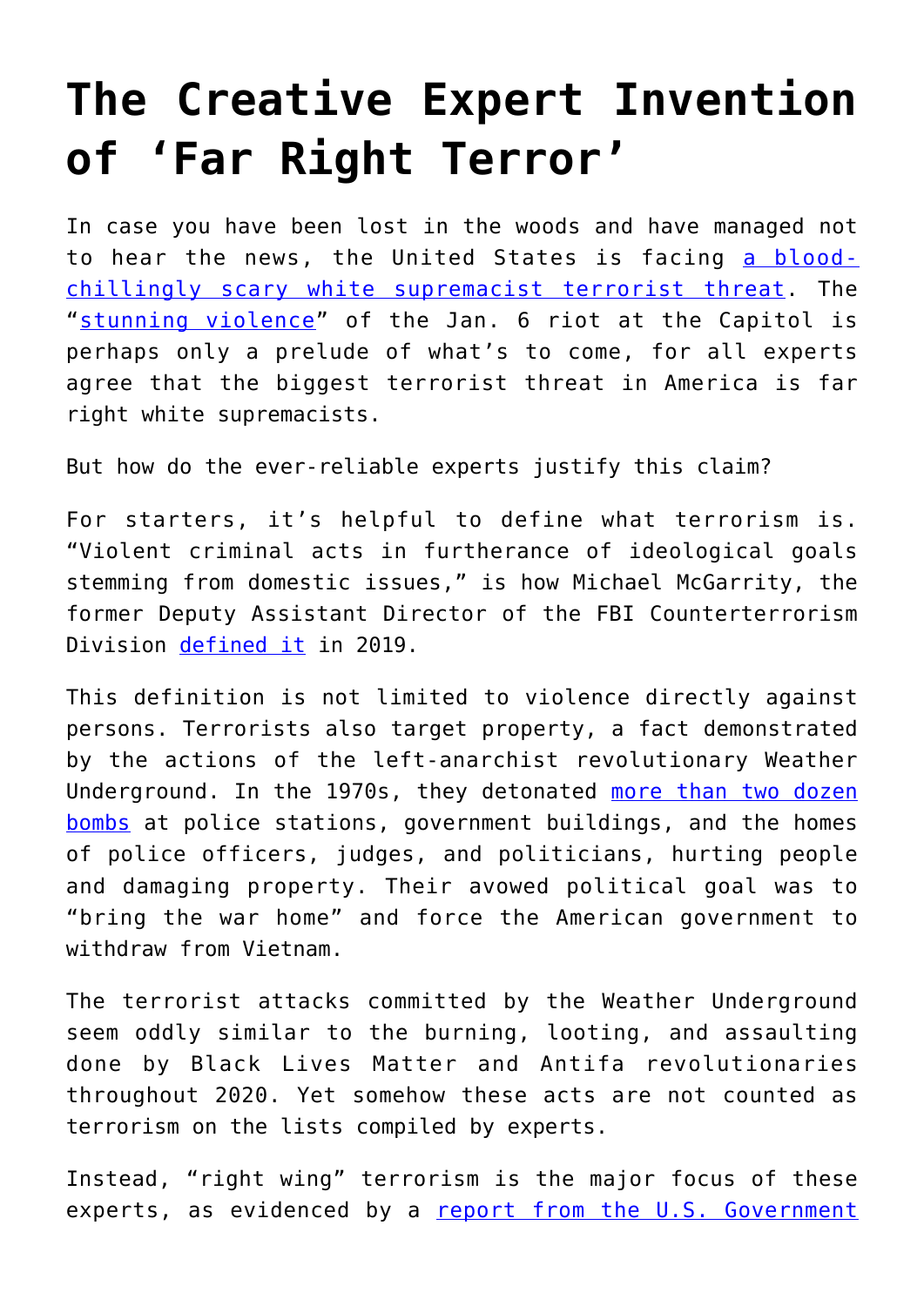# The Creative Expert Invention of 'Far Right Terror'

In case you have been lost in the woods and have managed not to hear the news, the United States is facing [a blood-chillingly scary white supremacist terrorist threat](). The "[stunning violence]()" of the Jan. 6 riot at the Capitol is perhaps only a prelude of what's to come, for all experts agree that the biggest terrorist threat in America is far right white supremacists.

But how do the ever-reliable experts justify this claim?

For starters, it's helpful to define what terrorism is. "Violent criminal acts in furtherance of ideological goals stemming from domestic issues," is how Michael McGarrity, the former Deputy Assistant Director of the FBI Counterterrorism Division [defined it]() in 2019.

This definition is not limited to violence directly against persons. Terrorists also target property, a fact demonstrated by the actions of the left-anarchist revolutionary Weather Underground. In the 1970s, they detonated [more than two dozen bombs]() at police stations, government buildings, and the homes of police officers, judges, and politicians, hurting people and damaging property. Their avowed political goal was to "bring the war home" and force the American government to withdraw from Vietnam.

The terrorist attacks committed by the Weather Underground seem oddly similar to the burning, looting, and assaulting done by Black Lives Matter and Antifa revolutionaries throughout 2020. Yet somehow these acts are not counted as terrorism on the lists compiled by experts.

Instead, "right wing" terrorism is the major focus of these experts, as evidenced by a [report from the U.S. Government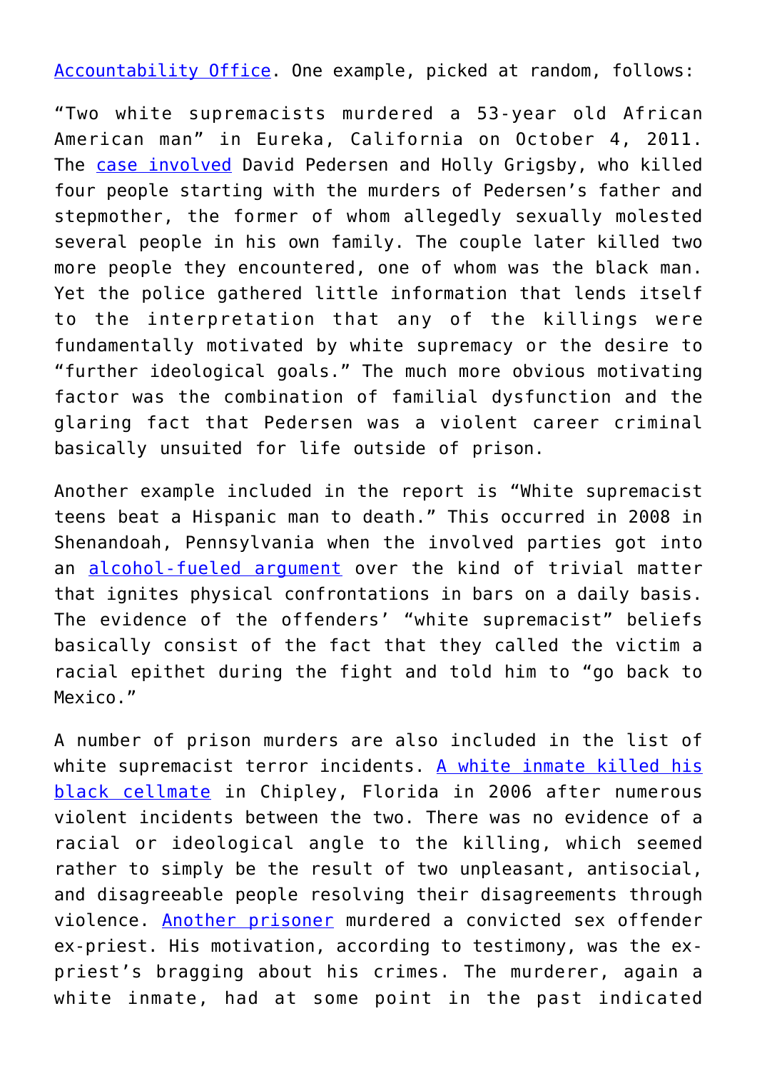Accountability Office. One example, picked at random, follows:

"Two white supremacists murdered a 53-year old African American man" in Eureka, California on October 4, 2011. The case involved David Pedersen and Holly Grigsby, who killed four people starting with the murders of Pedersen's father and stepmother, the former of whom allegedly sexually molested several people in his own family. The couple later killed two more people they encountered, one of whom was the black man. Yet the police gathered little information that lends itself to the interpretation that any of the killings were fundamentally motivated by white supremacy or the desire to "further ideological goals." The much more obvious motivating factor was the combination of familial dysfunction and the glaring fact that Pedersen was a violent career criminal basically unsuited for life outside of prison.

Another example included in the report is "White supremacist teens beat a Hispanic man to death." This occurred in 2008 in Shenandoah, Pennsylvania when the involved parties got into an alcohol-fueled argument over the kind of trivial matter that ignites physical confrontations in bars on a daily basis. The evidence of the offenders' "white supremacist" beliefs basically consist of the fact that they called the victim a racial epithet during the fight and told him to "go back to Mexico."

A number of prison murders are also included in the list of white supremacist terror incidents. A white inmate killed his black cellmate in Chipley, Florida in 2006 after numerous violent incidents between the two. There was no evidence of a racial or ideological angle to the killing, which seemed rather to simply be the result of two unpleasant, antisocial, and disagreeable people resolving their disagreements through violence. Another prisoner murdered a convicted sex offender ex-priest. His motivation, according to testimony, was the ex-priest's bragging about his crimes. The murderer, again a white inmate, had at some point in the past indicated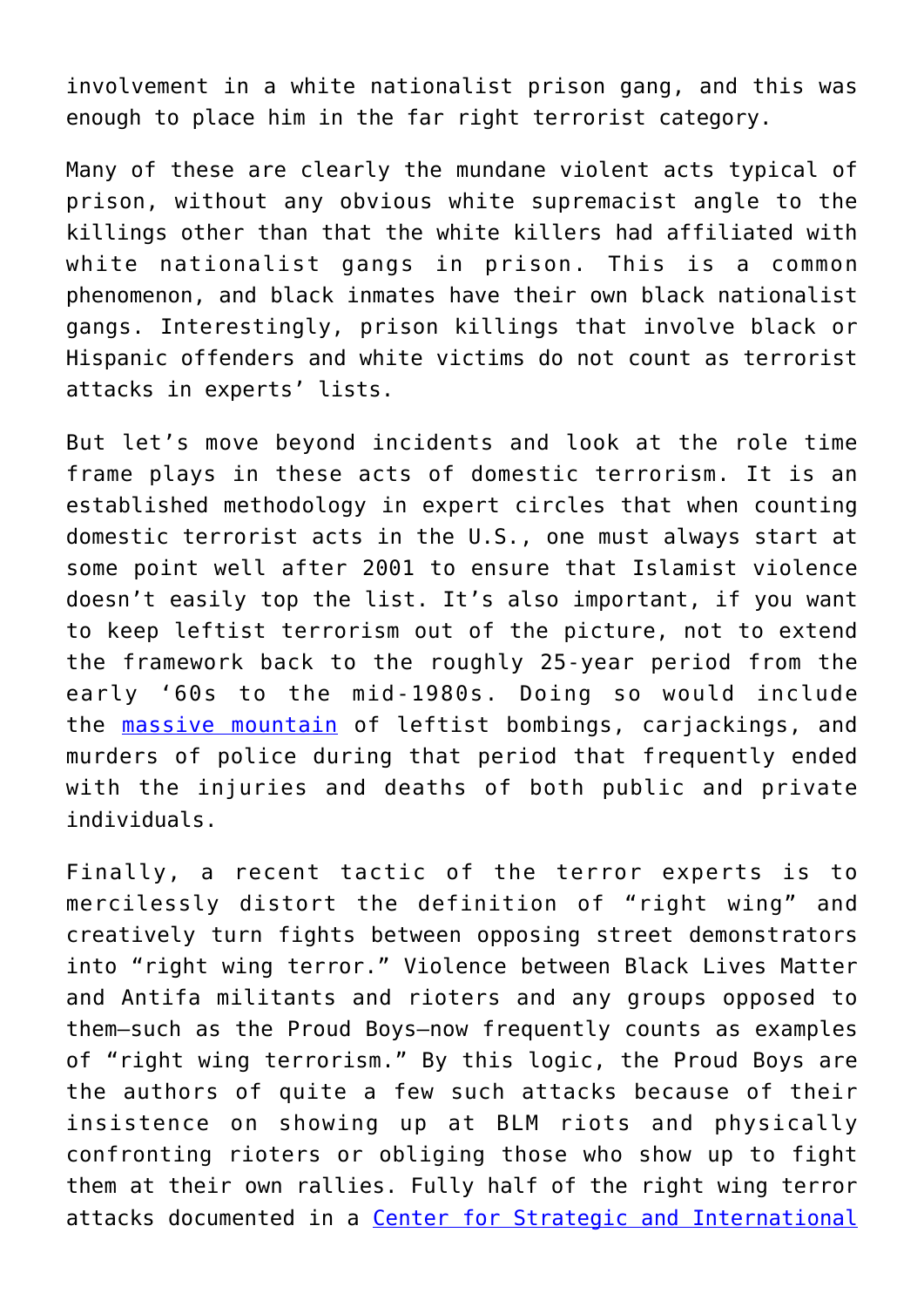involvement in a white nationalist prison gang, and this was enough to place him in the far right terrorist category.

Many of these are clearly the mundane violent acts typical of prison, without any obvious white supremacist angle to the killings other than that the white killers had affiliated with white nationalist gangs in prison. This is a common phenomenon, and black inmates have their own black nationalist gangs. Interestingly, prison killings that involve black or Hispanic offenders and white victims do not count as terrorist attacks in experts' lists.

But let's move beyond incidents and look at the role time frame plays in these acts of domestic terrorism. It is an established methodology in expert circles that when counting domestic terrorist acts in the U.S., one must always start at some point well after 2001 to ensure that Islamist violence doesn't easily top the list. It's also important, if you want to keep leftist terrorism out of the picture, not to extend the framework back to the roughly 25-year period from the early '60s to the mid-1980s. Doing so would include the massive mountain of leftist bombings, carjackings, and murders of police during that period that frequently ended with the injuries and deaths of both public and private individuals.

Finally, a recent tactic of the terror experts is to mercilessly distort the definition of "right wing" and creatively turn fights between opposing street demonstrators into "right wing terror." Violence between Black Lives Matter and Antifa militants and rioters and any groups opposed to them—such as the Proud Boys—now frequently counts as examples of "right wing terrorism." By this logic, the Proud Boys are the authors of quite a few such attacks because of their insistence on showing up at BLM riots and physically confronting rioters or obliging those who show up to fight them at their own rallies. Fully half of the right wing terror attacks documented in a Center for Strategic and International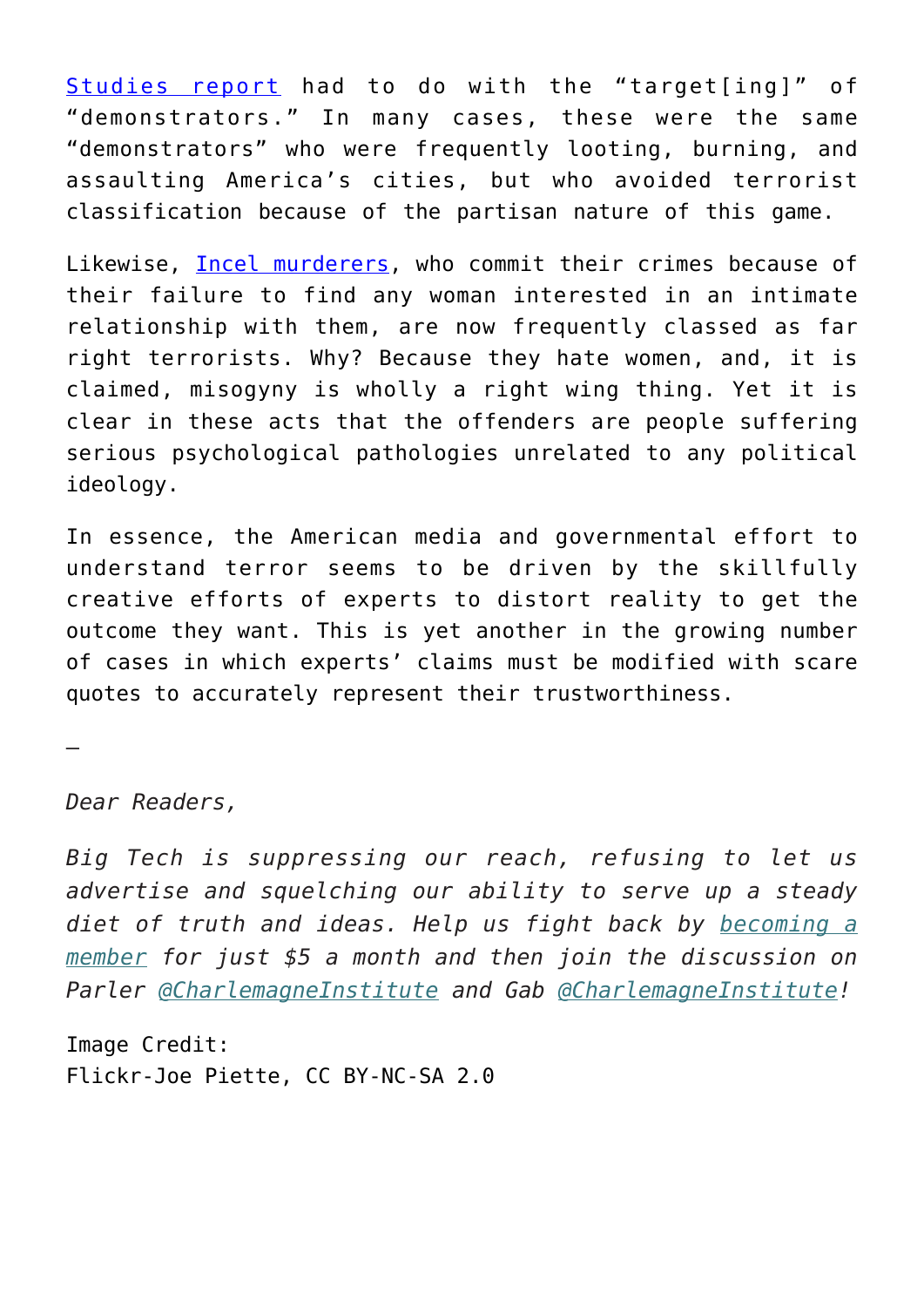Studies report had to do with the "target[ing]" of "demonstrators." In many cases, these were the same "demonstrators" who were frequently looting, burning, and assaulting America's cities, but who avoided terrorist classification because of the partisan nature of this game.

Likewise, Incel murderers, who commit their crimes because of their failure to find any woman interested in an intimate relationship with them, are now frequently classed as far right terrorists. Why? Because they hate women, and, it is claimed, misogyny is wholly a right wing thing. Yet it is clear in these acts that the offenders are people suffering serious psychological pathologies unrelated to any political ideology.

In essence, the American media and governmental effort to understand terror seems to be driven by the skillfully creative efforts of experts to distort reality to get the outcome they want. This is yet another in the growing number of cases in which experts' claims must be modified with scare quotes to accurately represent their trustworthiness.

—

*Dear Readers,*

*Big Tech is suppressing our reach, refusing to let us advertise and squelching our ability to serve up a steady diet of truth and ideas. Help us fight back by becoming a member for just $5 a month and then join the discussion on Parler @CharlemagneInstitute and Gab @CharlemagneInstitute!*

Image Credit:
Flickr-Joe Piette, CC BY-NC-SA 2.0